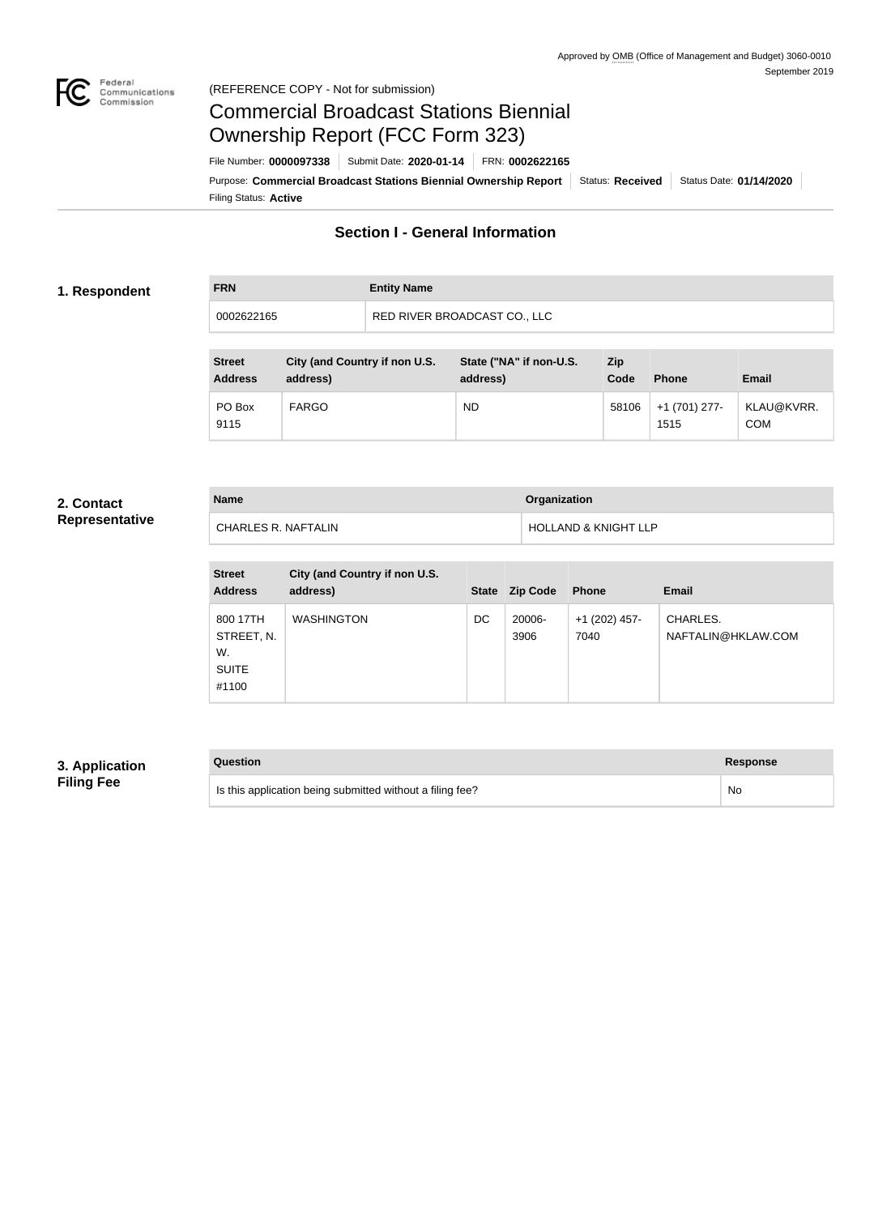Approved by OMB (Office of Management and Budget) 3060-0010
September 2019

(REFERENCE COPY - Not for submission)

# Commercial Broadcast Stations Biennial Ownership Report (FCC Form 323)

File Number: **0000097338** | Submit Date: **2020-01-14** | FRN: **0002622165**

Purpose: **Commercial Broadcast Stations Biennial Ownership Report** | Status: **Received** | Status Date: **01/14/2020**

Filing Status: **Active**

## Section I - General Information

### 1. Respondent

| FRN | Entity Name |
| --- | --- |
| 0002622165 | RED RIVER BROADCAST CO., LLC |

| Street Address | City (and Country if non U.S. address) | State ("NA" if non-U.S. address) | Zip Code | Phone | Email |
| --- | --- | --- | --- | --- | --- |
| PO Box 9115 | FARGO | ND | 58106 | +1 (701) 277-1515 | KLAU@KVRR.COM |

### 2. Contact Representative

| Name | Organization |
| --- | --- |
| CHARLES R. NAFTALIN | HOLLAND & KNIGHT LLP |

| Street Address | City (and Country if non U.S. address) | State | Zip Code | Phone | Email |
| --- | --- | --- | --- | --- | --- |
| 800 17TH STREET, N. W. SUITE #1100 | WASHINGTON | DC | 20006-3906 | +1 (202) 457-7040 | CHARLES.NAFTALIN@HKLAW.COM |

### 3. Application Filing Fee

| Question | Response |
| --- | --- |
| Is this application being submitted without a filing fee? | No |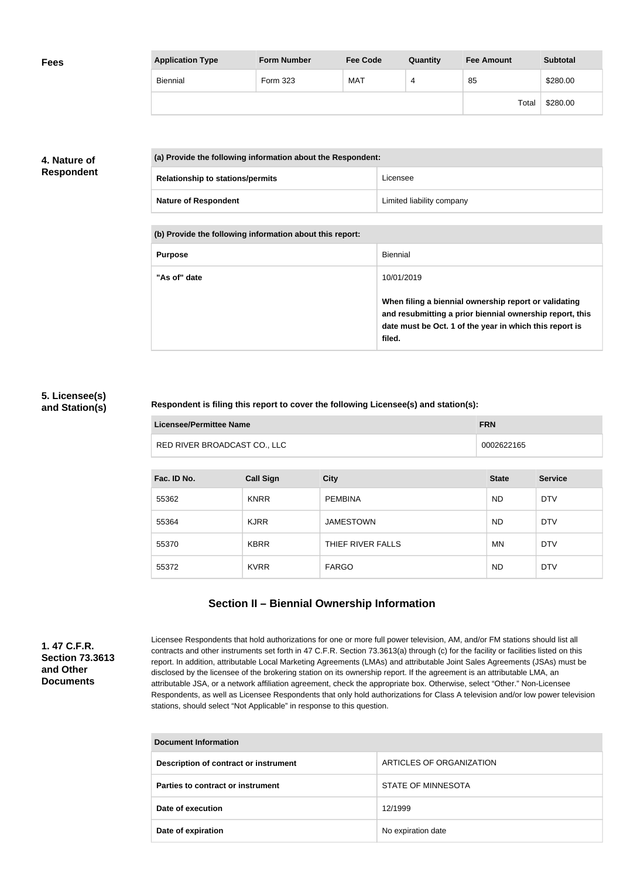## Fees

| Application Type | Form Number | Fee Code | Quantity | Fee Amount | Subtotal |
|---|---|---|---|---|---|
| Biennial | Form 323 | MAT | 4 | 85 | $280.00 |
| | | | | Total | $280.00 |

## 4. Nature of Respondent

| (a) Provide the following information about the Respondent: | |
|---|---|
| Relationship to stations/permits | Licensee |
| Nature of Respondent | Limited liability company |

| (b) Provide the following information about this report: | |
|---|---|
| Purpose | Biennial |
| "As of" date | 10/01/2019<br><br>**When filing a biennial ownership report or validating and resubmitting a prior biennial ownership report, this date must be Oct. 1 of the year in which this report is filed.** |

## 5. Licensee(s) and Station(s)

**Respondent is filing this report to cover the following Licensee(s) and station(s):**

| Licensee/Permittee Name | FRN |
|---|---|
| RED RIVER BROADCAST CO., LLC | 0002622165 |

| Fac. ID No. | Call Sign | City | State | Service |
|---|---|---|---|---|
| 55362 | KNRR | PEMBINA | ND | DTV |
| 55364 | KJRR | JAMESTOWN | ND | DTV |
| 55370 | KBRR | THIEF RIVER FALLS | MN | DTV |
| 55372 | KVRR | FARGO | ND | DTV |

# Section II – Biennial Ownership Information

## 1. 47 C.F.R. Section 73.3613 and Other Documents

Licensee Respondents that hold authorizations for one or more full power television, AM, and/or FM stations should list all contracts and other instruments set forth in 47 C.F.R. Section 73.3613(a) through (c) for the facility or facilities listed on this report. In addition, attributable Local Marketing Agreements (LMAs) and attributable Joint Sales Agreements (JSAs) must be disclosed by the licensee of the brokering station on its ownership report. If the agreement is an attributable LMA, an attributable JSA, or a network affiliation agreement, check the appropriate box. Otherwise, select "Other." Non-Licensee Respondents, as well as Licensee Respondents that only hold authorizations for Class A television and/or low power television stations, should select "Not Applicable" in response to this question.

| Document Information | |
|---|---|
| Description of contract or instrument | ARTICLES OF ORGANIZATION |
| Parties to contract or instrument | STATE OF MINNESOTA |
| Date of execution | 12/1999 |
| Date of expiration | No expiration date |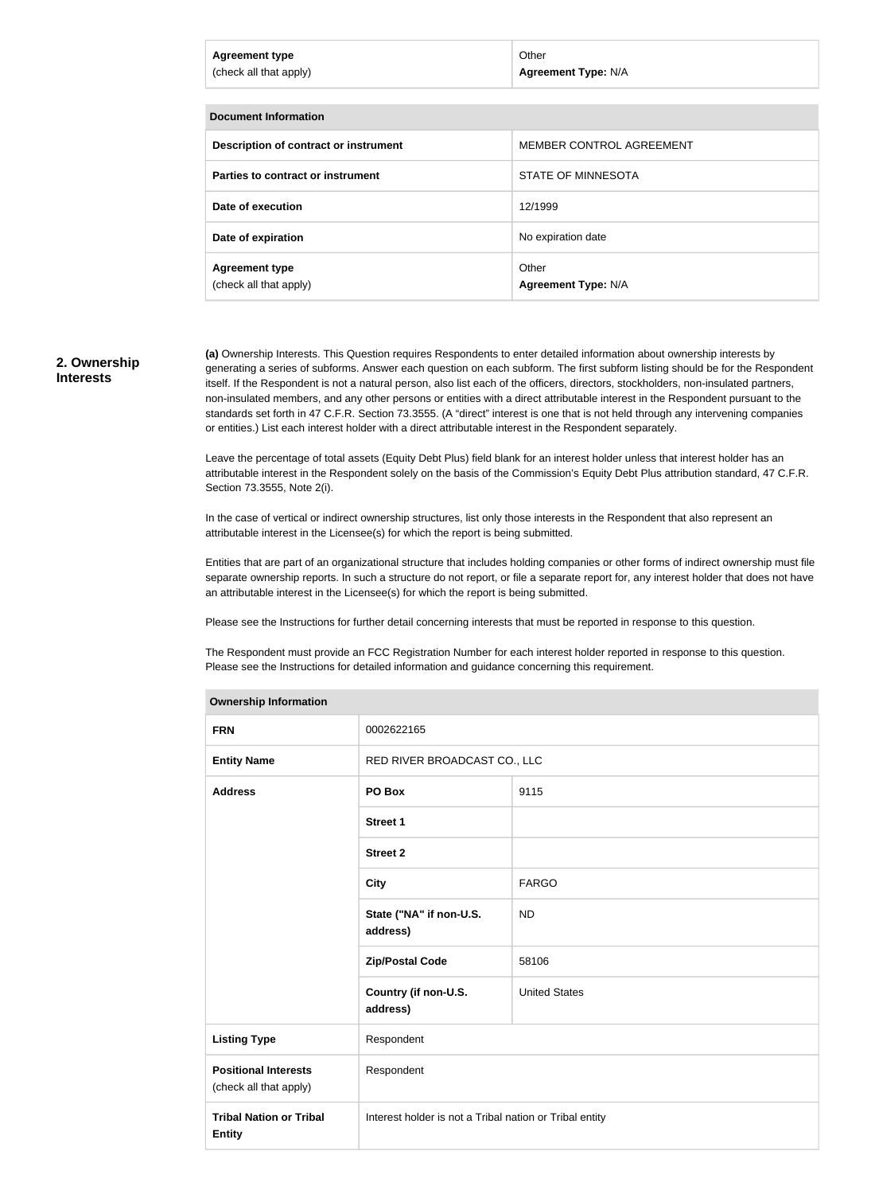| Agreement type<br>(check all that apply) | Other<br>**Agreement Type:** N/A |
|---|---|

| Document Information | |
|---|---|
| **Description of contract or instrument** | MEMBER CONTROL AGREEMENT |
| **Parties to contract or instrument** | STATE OF MINNESOTA |
| **Date of execution** | 12/1999 |
| **Date of expiration** | No expiration date |
| **Agreement type**<br>(check all that apply) | Other<br>**Agreement Type:** N/A |

## 2. Ownership Interests

**(a)** Ownership Interests. This Question requires Respondents to enter detailed information about ownership interests by generating a series of subforms. Answer each question on each subform. The first subform listing should be for the Respondent itself. If the Respondent is not a natural person, also list each of the officers, directors, stockholders, non-insulated partners, non-insulated members, and any other persons or entities with a direct attributable interest in the Respondent pursuant to the standards set forth in 47 C.F.R. Section 73.3555. (A "direct" interest is one that is not held through any intervening companies or entities.) List each interest holder with a direct attributable interest in the Respondent separately.

Leave the percentage of total assets (Equity Debt Plus) field blank for an interest holder unless that interest holder has an attributable interest in the Respondent solely on the basis of the Commission's Equity Debt Plus attribution standard, 47 C.F.R. Section 73.3555, Note 2(i).

In the case of vertical or indirect ownership structures, list only those interests in the Respondent that also represent an attributable interest in the Licensee(s) for which the report is being submitted.

Entities that are part of an organizational structure that includes holding companies or other forms of indirect ownership must file separate ownership reports. In such a structure do not report, or file a separate report for, any interest holder that does not have an attributable interest in the Licensee(s) for which the report is being submitted.

Please see the Instructions for further detail concerning interests that must be reported in response to this question.

The Respondent must provide an FCC Registration Number for each interest holder reported in response to this question. Please see the Instructions for detailed information and guidance concerning this requirement.

| Ownership Information | | |
|---|---|---|
| **FRN** | 0002622165 | |
| **Entity Name** | RED RIVER BROADCAST CO., LLC | |
| **Address** | **PO Box** | 9115 |
| | **Street 1** | |
| | **Street 2** | |
| | **City** | FARGO |
| | **State ("NA" if non-U.S. address)** | ND |
| | **Zip/Postal Code** | 58106 |
| | **Country (if non-U.S. address)** | United States |
| **Listing Type** | Respondent | |
| **Positional Interests**<br>(check all that apply) | Respondent | |
| **Tribal Nation or Tribal Entity** | Interest holder is not a Tribal nation or Tribal entity | |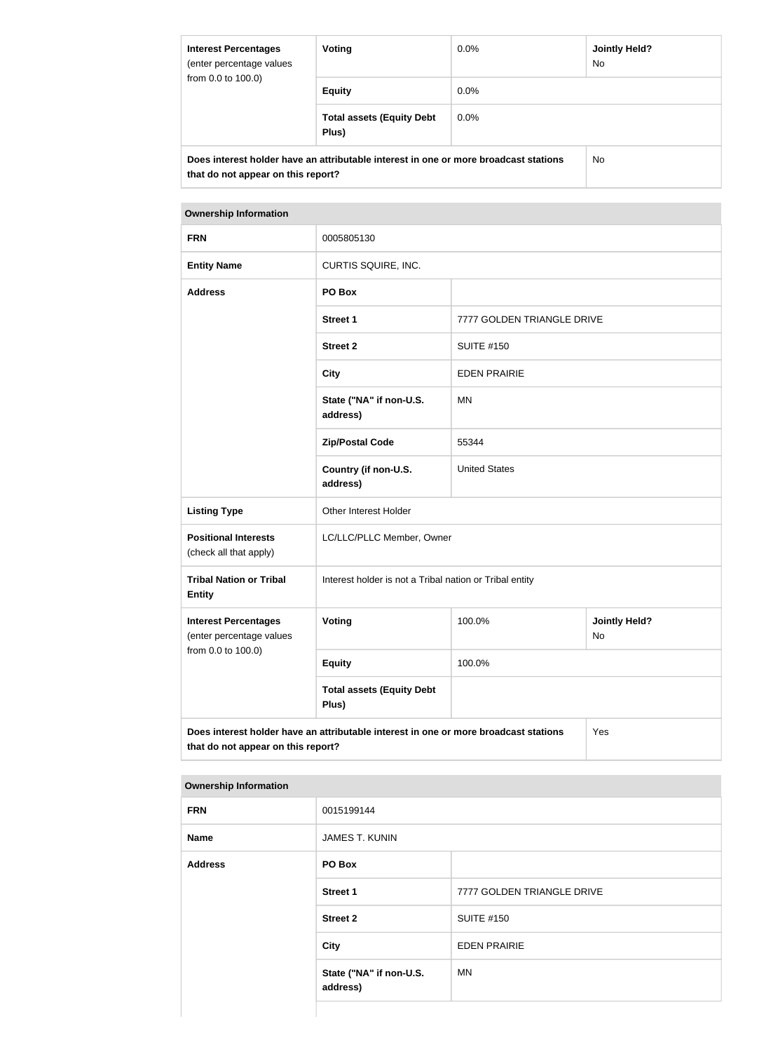| Interest Percentages (enter percentage values from 0.0 to 100.0) | Voting | 0.0% | Jointly Held? No |
|---|---|---|---|
| | Equity | 0.0% | |
| | Total assets (Equity Debt Plus) | 0.0% | |
| Does interest holder have an attributable interest in one or more broadcast stations that do not appear on this report? | | | No |

| Ownership Information | | | |
|---|---|---|---|
| FRN | 0005805130 | | |
| Entity Name | CURTIS SQUIRE, INC. | | |
| Address | PO Box | | |
| | Street 1 | 7777 GOLDEN TRIANGLE DRIVE | |
| | Street 2 | SUITE #150 | |
| | City | EDEN PRAIRIE | |
| | State ("NA" if non-U.S. address) | MN | |
| | Zip/Postal Code | 55344 | |
| | Country (if non-U.S. address) | United States | |
| Listing Type | Other Interest Holder | | |
| Positional Interests (check all that apply) | LC/LLC/PLLC Member, Owner | | |
| Tribal Nation or Tribal Entity | Interest holder is not a Tribal nation or Tribal entity | | |
| Interest Percentages (enter percentage values from 0.0 to 100.0) | Voting | 100.0% | Jointly Held? No |
| | Equity | 100.0% | |
| | Total assets (Equity Debt Plus) | | |
| Does interest holder have an attributable interest in one or more broadcast stations that do not appear on this report? | | | Yes |

| Ownership Information | | |
|---|---|---|
| FRN | 0015199144 | |
| Name | JAMES T. KUNIN | |
| Address | PO Box | |
| | Street 1 | 7777 GOLDEN TRIANGLE DRIVE |
| | Street 2 | SUITE #150 |
| | City | EDEN PRAIRIE |
| | State ("NA" if non-U.S. address) | MN |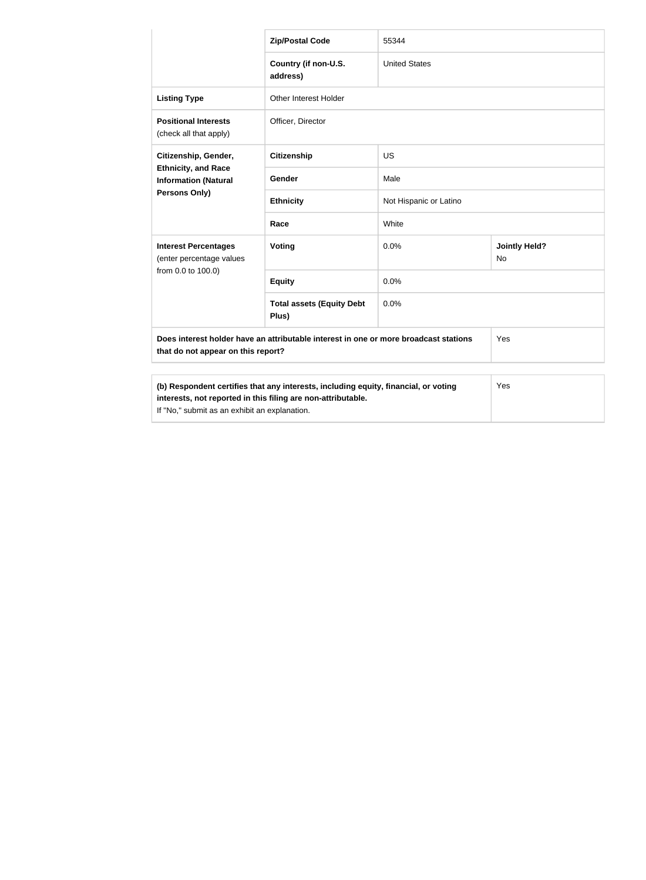| | | | |
|---|---|---|---|
| | **Zip/Postal Code** | 55344 | |
| | **Country (if non-U.S. address)** | United States | |
| **Listing Type** | Other Interest Holder | | |
| **Positional Interests** (check all that apply) | Officer, Director | | |
| **Citizenship, Gender, Ethnicity, and Race Information (Natural Persons Only)** | **Citizenship** | US | |
| | **Gender** | Male | |
| | **Ethnicity** | Not Hispanic or Latino | |
| | **Race** | White | |
| **Interest Percentages** (enter percentage values from 0.0 to 100.0) | **Voting** | 0.0% | **Jointly Held?** No |
| | **Equity** | 0.0% | |
| | **Total assets (Equity Debt Plus)** | 0.0% | |
| **Does interest holder have an attributable interest in one or more broadcast stations that do not appear on this report?** | | | Yes |

| | |
|---|---|
| **(b) Respondent certifies that any interests, including equity, financial, or voting interests, not reported in this filing are non-attributable.** If "No," submit as an exhibit an explanation. | Yes |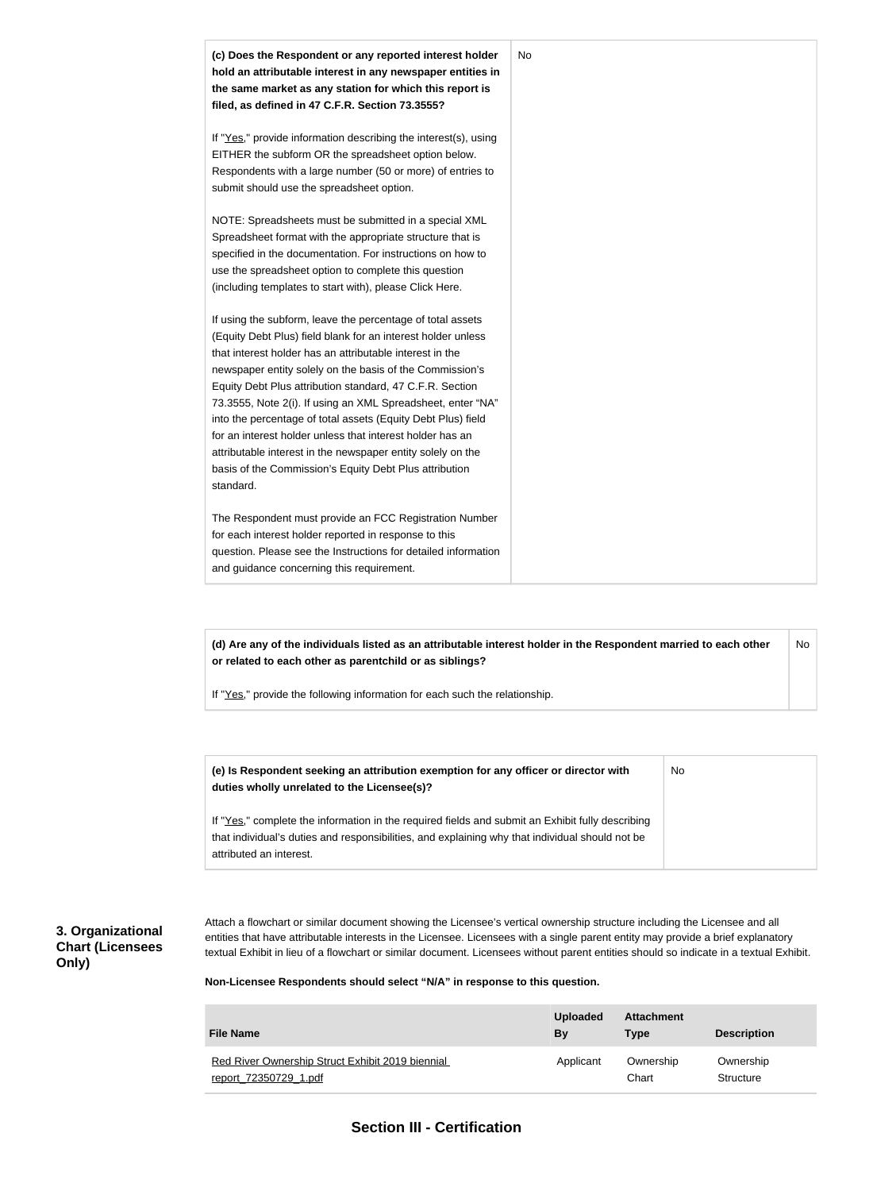| (c) Does the Respondent or any reported interest holder hold an attributable interest in any newspaper entities in the same market as any station for which this report is filed, as defined in 47 C.F.R. Section 73.3555?<br><br>If "Yes," provide information describing the interest(s), using EITHER the subform OR the spreadsheet option below. Respondents with a large number (50 or more) of entries to submit should use the spreadsheet option.<br><br>NOTE: Spreadsheets must be submitted in a special XML Spreadsheet format with the appropriate structure that is specified in the documentation. For instructions on how to use the spreadsheet option to complete this question (including templates to start with), please Click Here.<br><br>If using the subform, leave the percentage of total assets (Equity Debt Plus) field blank for an interest holder unless that interest holder has an attributable interest in the newspaper entity solely on the basis of the Commission's Equity Debt Plus attribution standard, 47 C.F.R. Section 73.3555, Note 2(i). If using an XML Spreadsheet, enter "NA" into the percentage of total assets (Equity Debt Plus) field for an interest holder unless that interest holder has an attributable interest in the newspaper entity solely on the basis of the Commission's Equity Debt Plus attribution standard.<br><br>The Respondent must provide an FCC Registration Number for each interest holder reported in response to this question. Please see the Instructions for detailed information and guidance concerning this requirement. | No |
|---|---|

| (d) Are any of the individuals listed as an attributable interest holder in the Respondent married to each other or related to each other as parentchild or as siblings?<br><br>If "Yes," provide the following information for each such the relationship. | No |
|---|---|

| (e) Is Respondent seeking an attribution exemption for any officer or director with duties wholly unrelated to the Licensee(s)?<br><br>If "Yes," complete the information in the required fields and submit an Exhibit fully describing that individual's duties and responsibilities, and explaining why that individual should not be attributed an interest. | No |
|---|---|

**3. Organizational Chart (Licensees Only)**

Attach a flowchart or similar document showing the Licensee's vertical ownership structure including the Licensee and all entities that have attributable interests in the Licensee. Licensees with a single parent entity may provide a brief explanatory textual Exhibit in lieu of a flowchart or similar document. Licensees without parent entities should so indicate in a textual Exhibit.

**Non-Licensee Respondents should select "N/A" in response to this question.**

| File Name | Uploaded By | Attachment Type | Description |
|---|---|---|---|
| Red River Ownership Struct Exhibit 2019 biennial report_72350729_1.pdf | Applicant | Ownership Chart | Ownership Structure |

## Section III - Certification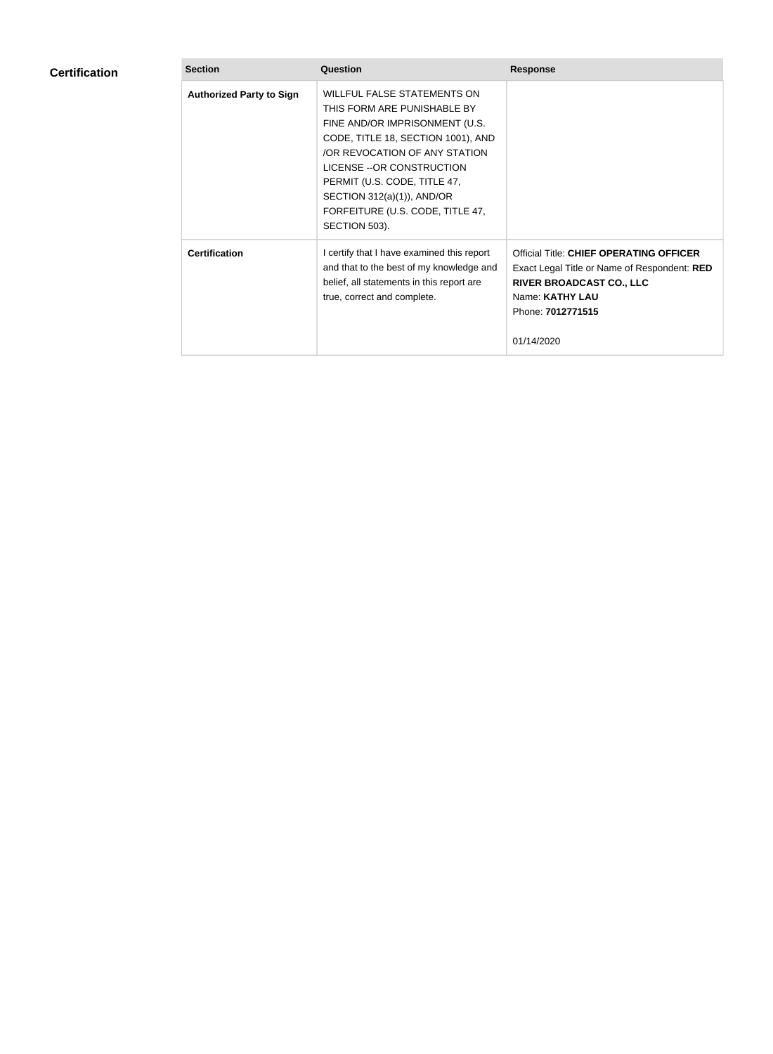## Certification

| Section | Question | Response |
| --- | --- | --- |
| **Authorized Party to Sign** | WILLFUL FALSE STATEMENTS ON THIS FORM ARE PUNISHABLE BY FINE AND/OR IMPRISONMENT (U.S. CODE, TITLE 18, SECTION 1001), AND /OR REVOCATION OF ANY STATION LICENSE --OR CONSTRUCTION PERMIT (U.S. CODE, TITLE 47, SECTION 312(a)(1)), AND/OR FORFEITURE (U.S. CODE, TITLE 47, SECTION 503). | |
| **Certification** | I certify that I have examined this report and that to the best of my knowledge and belief, all statements in this report are true, correct and complete. | Official Title: **CHIEF OPERATING OFFICER**<br>Exact Legal Title or Name of Respondent: **RED RIVER BROADCAST CO., LLC**<br>Name: **KATHY LAU**<br>Phone: **7012771515**<br><br>01/14/2020 |